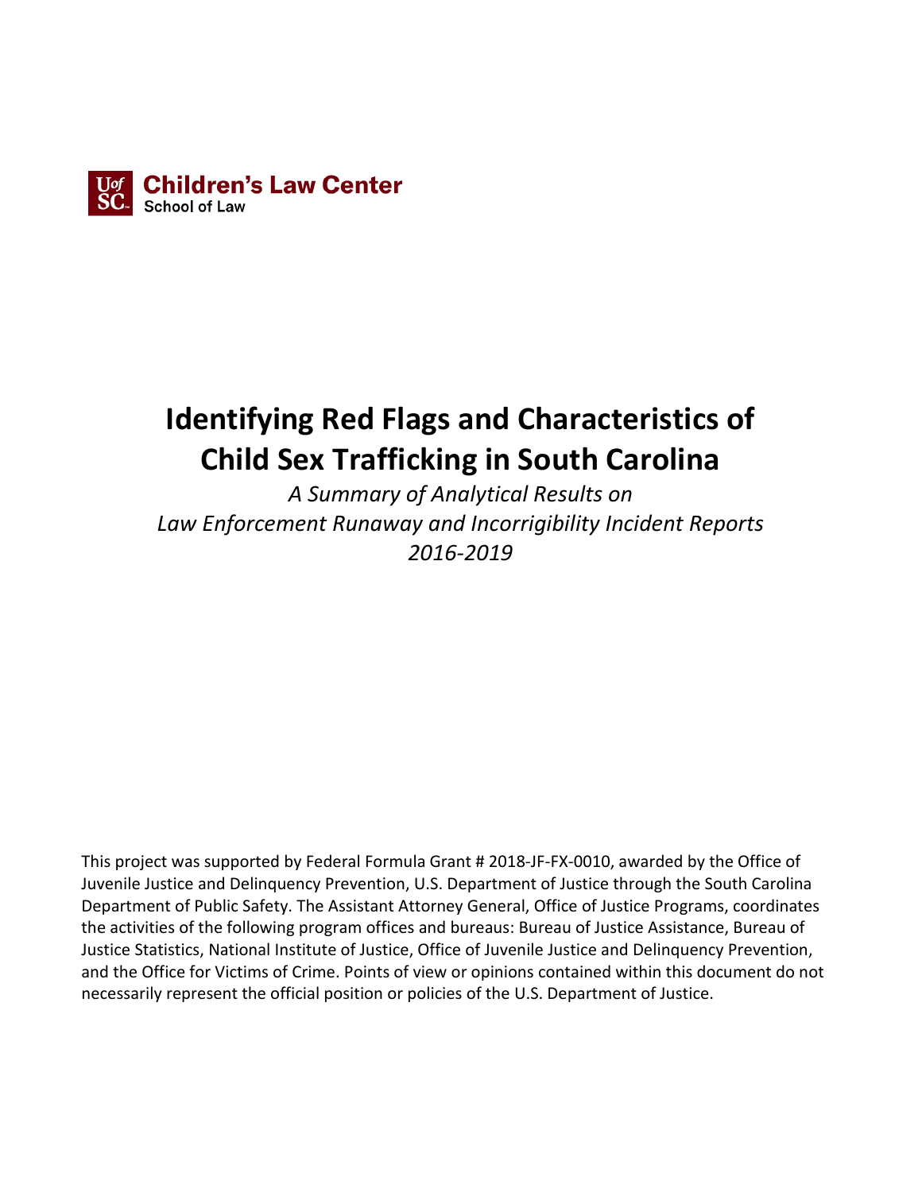**Children's Law Center**
School of Law

# Identifying Red Flags and Characteristics of Child Sex Trafficking in South Carolina

*A Summary of Analytical Results on*
*Law Enforcement Runaway and Incorrigibility Incident Reports*
*2016-2019*

This project was supported by Federal Formula Grant # 2018-JF-FX-0010, awarded by the Office of Juvenile Justice and Delinquency Prevention, U.S. Department of Justice through the South Carolina Department of Public Safety. The Assistant Attorney General, Office of Justice Programs, coordinates the activities of the following program offices and bureaus: Bureau of Justice Assistance, Bureau of Justice Statistics, National Institute of Justice, Office of Juvenile Justice and Delinquency Prevention, and the Office for Victims of Crime. Points of view or opinions contained within this document do not necessarily represent the official position or policies of the U.S. Department of Justice.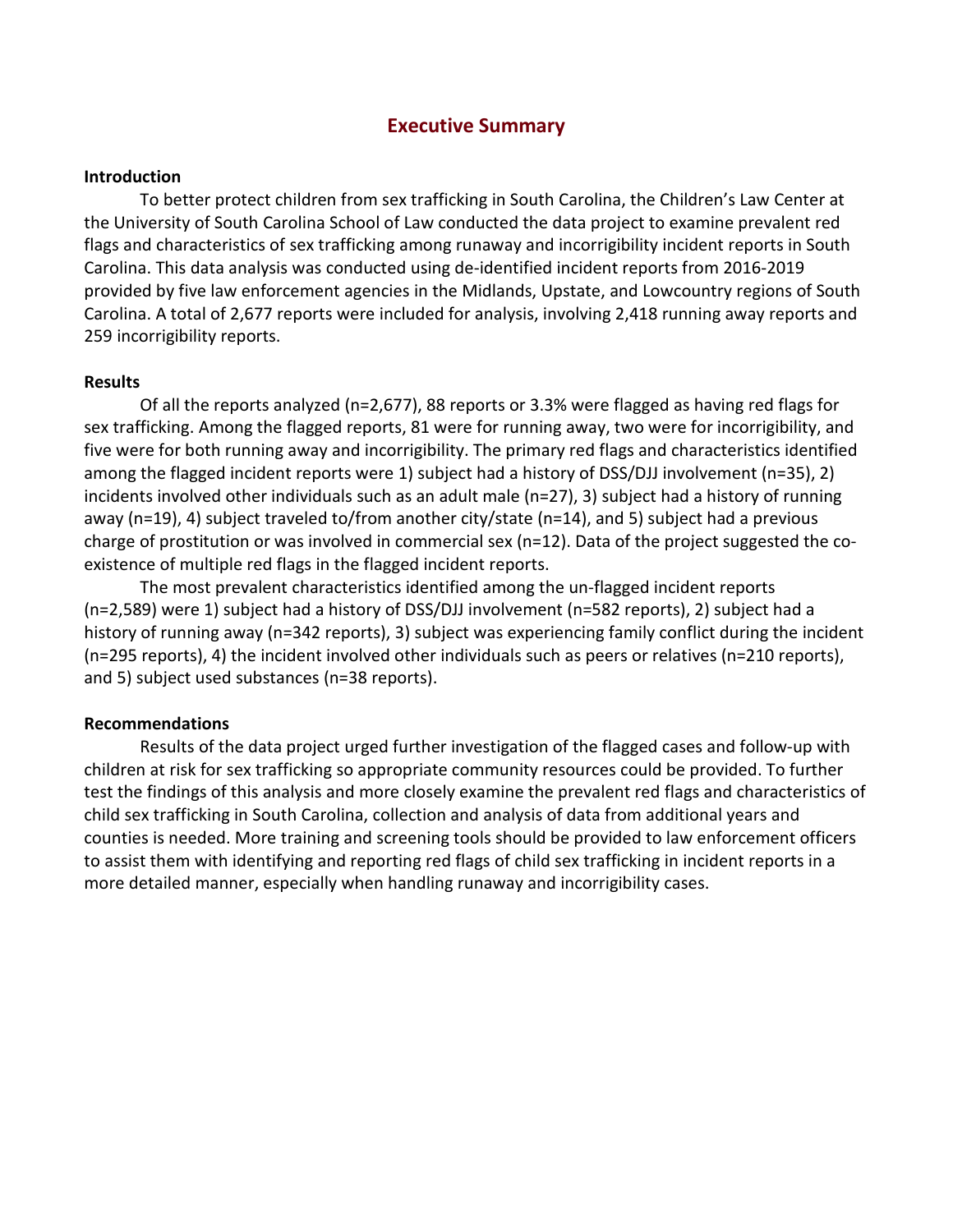# Executive Summary

### Introduction

To better protect children from sex trafficking in South Carolina, the Children's Law Center at the University of South Carolina School of Law conducted the data project to examine prevalent red flags and characteristics of sex trafficking among runaway and incorrigibility incident reports in South Carolina. This data analysis was conducted using de-identified incident reports from 2016-2019 provided by five law enforcement agencies in the Midlands, Upstate, and Lowcountry regions of South Carolina. A total of 2,677 reports were included for analysis, involving 2,418 running away reports and 259 incorrigibility reports.

### Results

Of all the reports analyzed (n=2,677), 88 reports or 3.3% were flagged as having red flags for sex trafficking. Among the flagged reports, 81 were for running away, two were for incorrigibility, and five were for both running away and incorrigibility. The primary red flags and characteristics identified among the flagged incident reports were 1) subject had a history of DSS/DJJ involvement (n=35), 2) incidents involved other individuals such as an adult male (n=27), 3) subject had a history of running away (n=19), 4) subject traveled to/from another city/state (n=14), and 5) subject had a previous charge of prostitution or was involved in commercial sex (n=12). Data of the project suggested the co-existence of multiple red flags in the flagged incident reports.

The most prevalent characteristics identified among the un-flagged incident reports (n=2,589) were 1) subject had a history of DSS/DJJ involvement (n=582 reports), 2) subject had a history of running away (n=342 reports), 3) subject was experiencing family conflict during the incident (n=295 reports), 4) the incident involved other individuals such as peers or relatives (n=210 reports), and 5) subject used substances (n=38 reports).

### Recommendations

Results of the data project urged further investigation of the flagged cases and follow-up with children at risk for sex trafficking so appropriate community resources could be provided. To further test the findings of this analysis and more closely examine the prevalent red flags and characteristics of child sex trafficking in South Carolina, collection and analysis of data from additional years and counties is needed. More training and screening tools should be provided to law enforcement officers to assist them with identifying and reporting red flags of child sex trafficking in incident reports in a more detailed manner, especially when handling runaway and incorrigibility cases.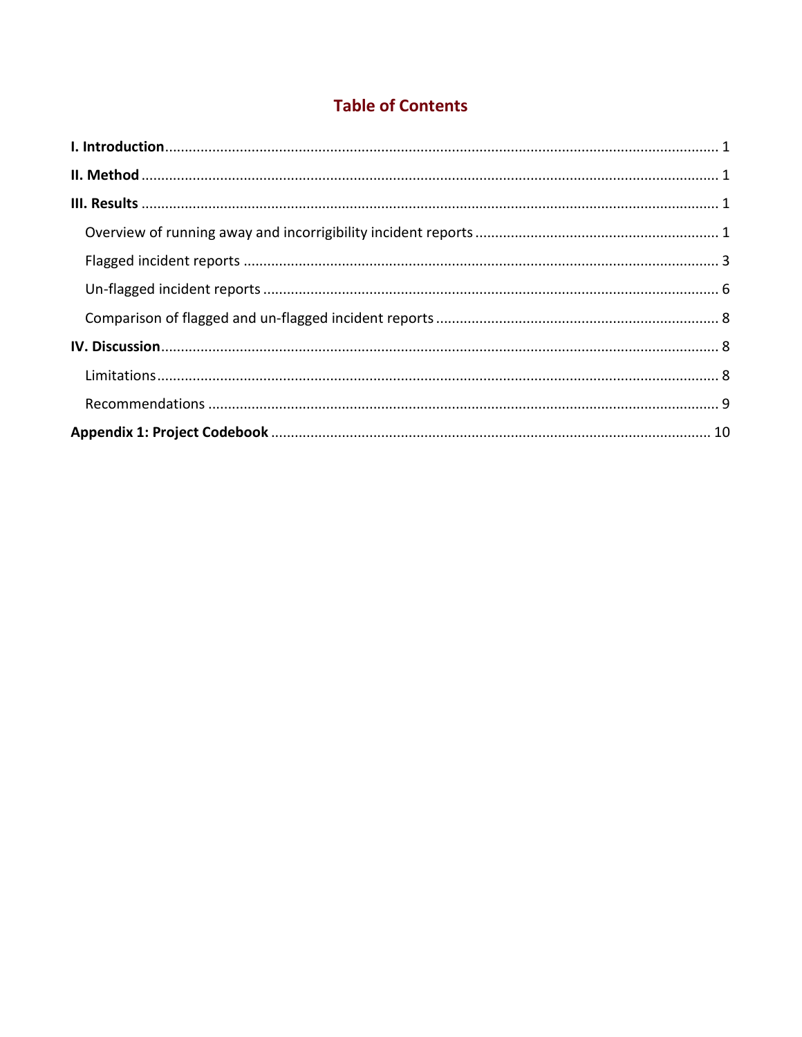# Table of Contents

**I. Introduction** ........................................................................................................................................ 1

**II. Method** ................................................................................................................................................ 1

**III. Results** ............................................................................................................................................... 1

- Overview of running away and incorrigibility incident reports ............................................................ 1
- Flagged incident reports ...................................................................................................................... 3
- Un-flagged incident reports ................................................................................................................. 6
- Comparison of flagged and un-flagged incident reports ...................................................................... 8

**IV. Discussion** ......................................................................................................................................... 8

- Limitations ............................................................................................................................................ 8
- Recommendations ................................................................................................................................ 9

**Appendix 1: Project Codebook** .............................................................................................................. 10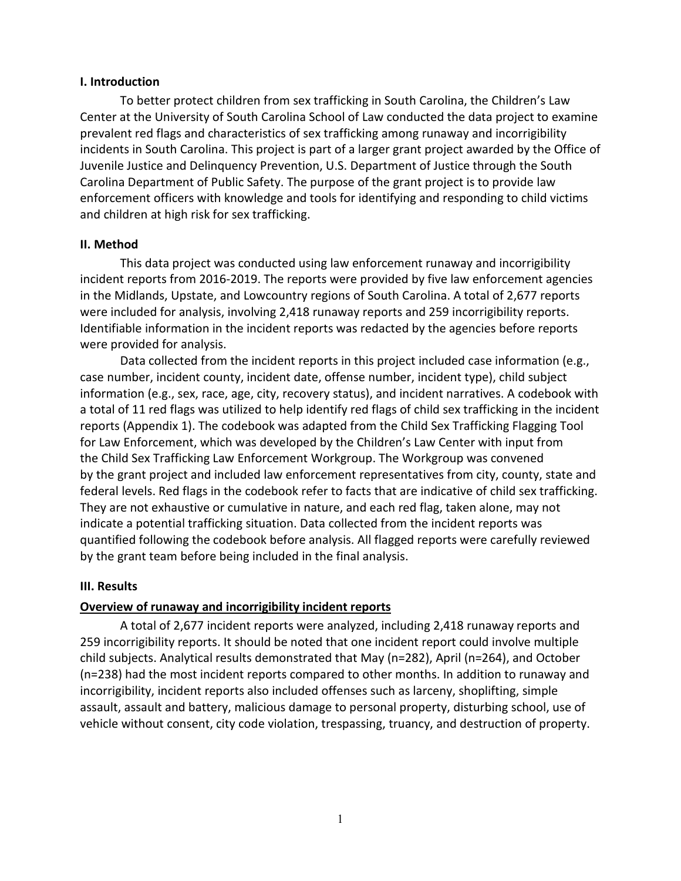## I. Introduction

To better protect children from sex trafficking in South Carolina, the Children's Law Center at the University of South Carolina School of Law conducted the data project to examine prevalent red flags and characteristics of sex trafficking among runaway and incorrigibility incidents in South Carolina. This project is part of a larger grant project awarded by the Office of Juvenile Justice and Delinquency Prevention, U.S. Department of Justice through the South Carolina Department of Public Safety. The purpose of the grant project is to provide law enforcement officers with knowledge and tools for identifying and responding to child victims and children at high risk for sex trafficking.

## II. Method

This data project was conducted using law enforcement runaway and incorrigibility incident reports from 2016-2019. The reports were provided by five law enforcement agencies in the Midlands, Upstate, and Lowcountry regions of South Carolina. A total of 2,677 reports were included for analysis, involving 2,418 runaway reports and 259 incorrigibility reports. Identifiable information in the incident reports was redacted by the agencies before reports were provided for analysis.

Data collected from the incident reports in this project included case information (e.g., case number, incident county, incident date, offense number, incident type), child subject information (e.g., sex, race, age, city, recovery status), and incident narratives. A codebook with a total of 11 red flags was utilized to help identify red flags of child sex trafficking in the incident reports (Appendix 1). The codebook was adapted from the Child Sex Trafficking Flagging Tool for Law Enforcement, which was developed by the Children's Law Center with input from the Child Sex Trafficking Law Enforcement Workgroup. The Workgroup was convened by the grant project and included law enforcement representatives from city, county, state and federal levels. Red flags in the codebook refer to facts that are indicative of child sex trafficking. They are not exhaustive or cumulative in nature, and each red flag, taken alone, may not indicate a potential trafficking situation. Data collected from the incident reports was quantified following the codebook before analysis. All flagged reports were carefully reviewed by the grant team before being included in the final analysis.

## III. Results

### Overview of runaway and incorrigibility incident reports

A total of 2,677 incident reports were analyzed, including 2,418 runaway reports and 259 incorrigibility reports. It should be noted that one incident report could involve multiple child subjects. Analytical results demonstrated that May (n=282), April (n=264), and October (n=238) had the most incident reports compared to other months. In addition to runaway and incorrigibility, incident reports also included offenses such as larceny, shoplifting, simple assault, assault and battery, malicious damage to personal property, disturbing school, use of vehicle without consent, city code violation, trespassing, truancy, and destruction of property.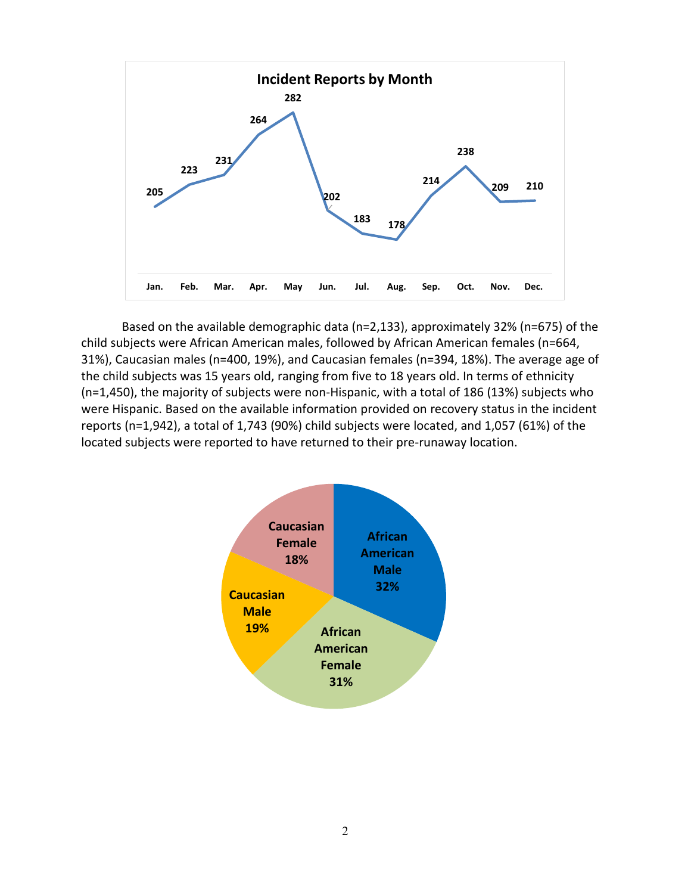**Incident Reports by Month**

| Jan. | Feb. | Mar. | Apr. | May | Jun. | Jul. | Aug. | Sep. | Oct. | Nov. | Dec. |
|---|---|---|---|---|---|---|---|---|---|---|---|
| 205 | 223 | 231 | 264 | 282 | 202 | 183 | 178 | 214 | 238 | 209 | 210 |

Based on the available demographic data (n=2,133), approximately 32% (n=675) of the child subjects were African American males, followed by African American females (n=664, 31%), Caucasian males (n=400, 19%), and Caucasian females (n=394, 18%). The average age of the child subjects was 15 years old, ranging from five to 18 years old. In terms of ethnicity (n=1,450), the majority of subjects were non-Hispanic, with a total of 186 (13%) subjects who were Hispanic. Based on the available information provided on recovery status in the incident reports (n=1,942), a total of 1,743 (90%) child subjects were located, and 1,057 (61%) of the located subjects were reported to have returned to their pre-runaway location.

| Group | Percent |
|---|---|
| African American Male | 32% |
| African American Female | 31% |
| Caucasian Male | 19% |
| Caucasian Female | 18% |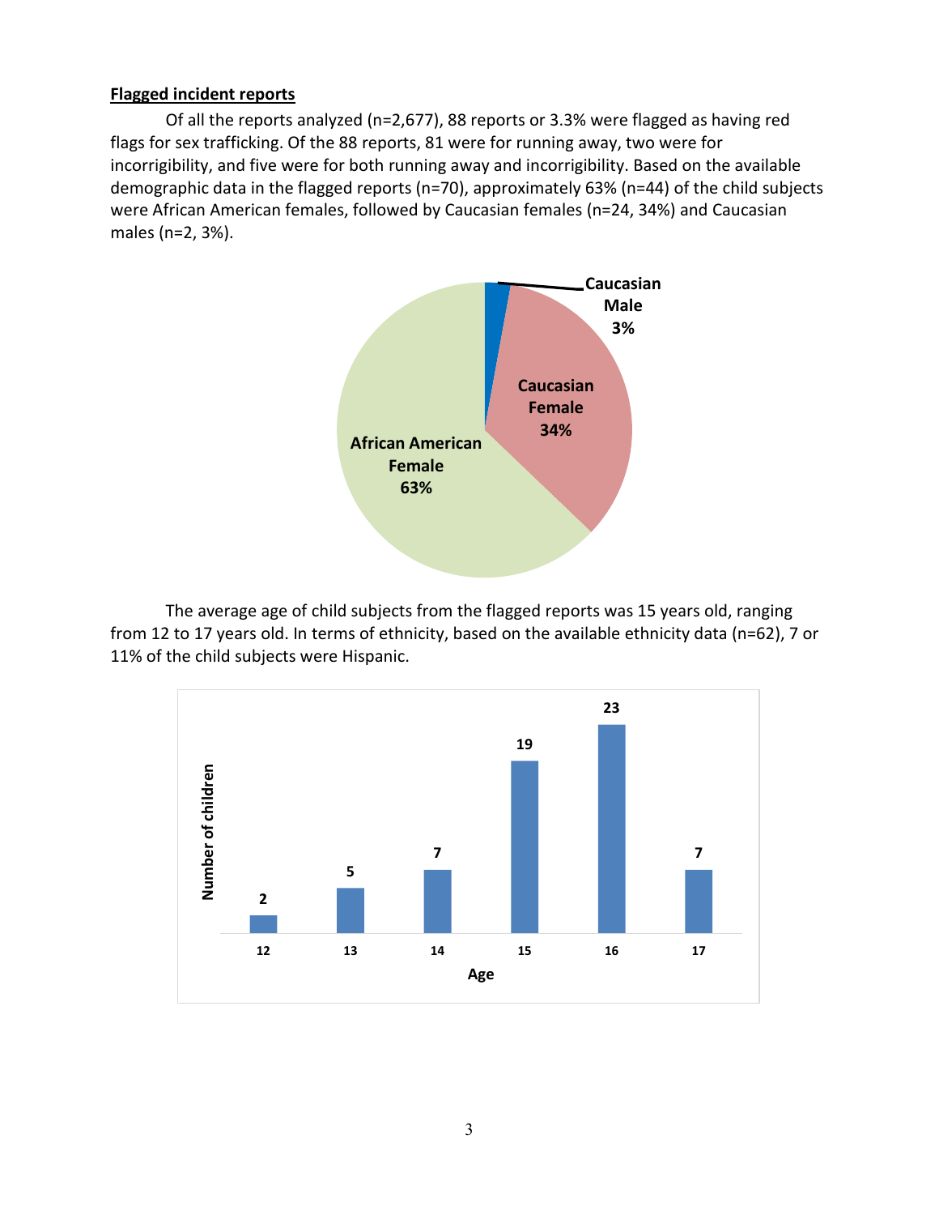**Flagged incident reports**

Of all the reports analyzed (n=2,677), 88 reports or 3.3% were flagged as having red flags for sex trafficking. Of the 88 reports, 81 were for running away, two were for incorrigibility, and five were for both running away and incorrigibility. Based on the available demographic data in the flagged reports (n=70), approximately 63% (n=44) of the child subjects were African American females, followed by Caucasian females (n=24, 34%) and Caucasian males (n=2, 3%).

| Category | Percentage |
| --- | --- |
| African American Female | 63% |
| Caucasian Female | 34% |
| Caucasian Male | 3% |

The average age of child subjects from the flagged reports was 15 years old, ranging from 12 to 17 years old. In terms of ethnicity, based on the available ethnicity data (n=62), 7 or 11% of the child subjects were Hispanic.

| Age | Number of children |
| --- | --- |
| 12 | 2 |
| 13 | 5 |
| 14 | 7 |
| 15 | 19 |
| 16 | 23 |
| 17 | 7 |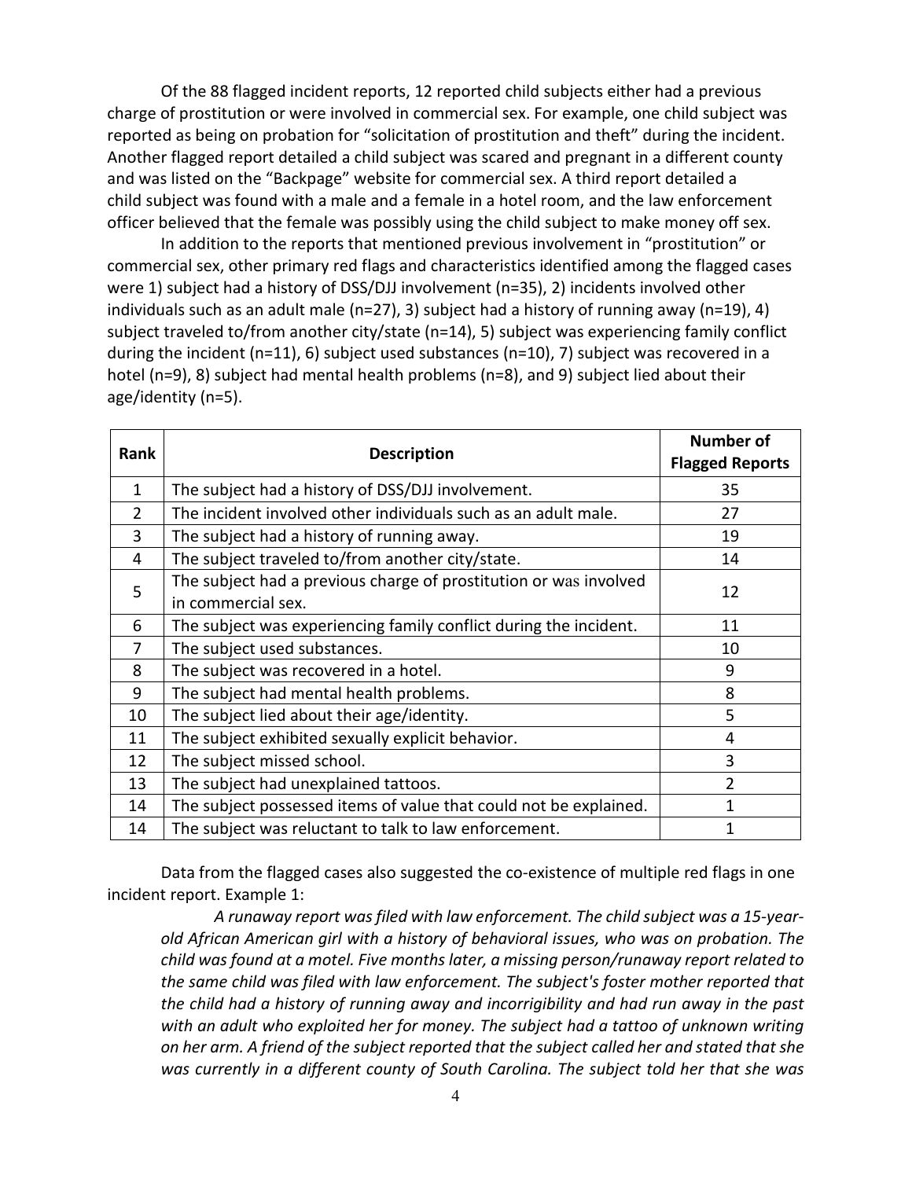Of the 88 flagged incident reports, 12 reported child subjects either had a previous charge of prostitution or were involved in commercial sex. For example, one child subject was reported as being on probation for "solicitation of prostitution and theft" during the incident. Another flagged report detailed a child subject was scared and pregnant in a different county and was listed on the "Backpage" website for commercial sex. A third report detailed a child subject was found with a male and a female in a hotel room, and the law enforcement officer believed that the female was possibly using the child subject to make money off sex.

In addition to the reports that mentioned previous involvement in "prostitution" or commercial sex, other primary red flags and characteristics identified among the flagged cases were 1) subject had a history of DSS/DJJ involvement (n=35), 2) incidents involved other individuals such as an adult male (n=27), 3) subject had a history of running away (n=19), 4) subject traveled to/from another city/state (n=14), 5) subject was experiencing family conflict during the incident (n=11), 6) subject used substances (n=10), 7) subject was recovered in a hotel (n=9), 8) subject had mental health problems (n=8), and 9) subject lied about their age/identity (n=5).

| Rank | Description | Number of Flagged Reports |
|---|---|---|
| 1 | The subject had a history of DSS/DJJ involvement. | 35 |
| 2 | The incident involved other individuals such as an adult male. | 27 |
| 3 | The subject had a history of running away. | 19 |
| 4 | The subject traveled to/from another city/state. | 14 |
| 5 | The subject had a previous charge of prostitution or was involved in commercial sex. | 12 |
| 6 | The subject was experiencing family conflict during the incident. | 11 |
| 7 | The subject used substances. | 10 |
| 8 | The subject was recovered in a hotel. | 9 |
| 9 | The subject had mental health problems. | 8 |
| 10 | The subject lied about their age/identity. | 5 |
| 11 | The subject exhibited sexually explicit behavior. | 4 |
| 12 | The subject missed school. | 3 |
| 13 | The subject had unexplained tattoos. | 2 |
| 14 | The subject possessed items of value that could not be explained. | 1 |
| 14 | The subject was reluctant to talk to law enforcement. | 1 |

Data from the flagged cases also suggested the co-existence of multiple red flags in one incident report. Example 1:

> *A runaway report was filed with law enforcement. The child subject was a 15-year-old African American girl with a history of behavioral issues, who was on probation. The child was found at a motel. Five months later, a missing person/runaway report related to the same child was filed with law enforcement. The subject's foster mother reported that the child had a history of running away and incorrigibility and had run away in the past with an adult who exploited her for money. The subject had a tattoo of unknown writing on her arm. A friend of the subject reported that the subject called her and stated that she was currently in a different county of South Carolina. The subject told her that she was*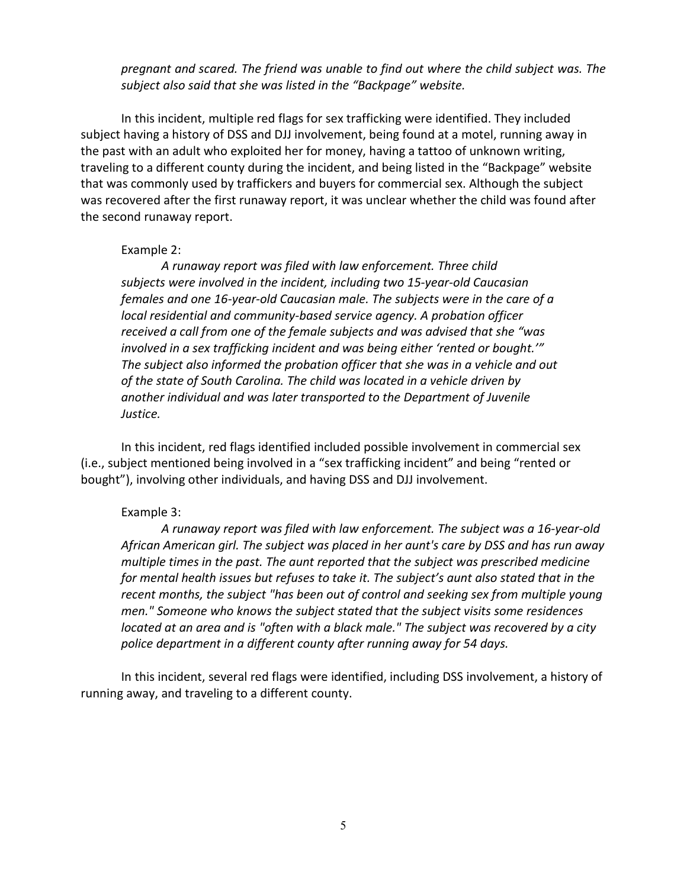*pregnant and scared. The friend was unable to find out where the child subject was. The subject also said that she was listed in the "Backpage" website.*

In this incident, multiple red flags for sex trafficking were identified. They included subject having a history of DSS and DJJ involvement, being found at a motel, running away in the past with an adult who exploited her for money, having a tattoo of unknown writing, traveling to a different county during the incident, and being listed in the "Backpage" website that was commonly used by traffickers and buyers for commercial sex. Although the subject was recovered after the first runaway report, it was unclear whether the child was found after the second runaway report.

Example 2:

*A runaway report was filed with law enforcement. Three child subjects were involved in the incident, including two 15-year-old Caucasian females and one 16-year-old Caucasian male. The subjects were in the care of a local residential and community-based service agency. A probation officer received a call from one of the female subjects and was advised that she "was involved in a sex trafficking incident and was being either 'rented or bought.'" The subject also informed the probation officer that she was in a vehicle and out of the state of South Carolina. The child was located in a vehicle driven by another individual and was later transported to the Department of Juvenile Justice.*

In this incident, red flags identified included possible involvement in commercial sex (i.e., subject mentioned being involved in a "sex trafficking incident" and being "rented or bought"), involving other individuals, and having DSS and DJJ involvement.

Example 3:

*A runaway report was filed with law enforcement. The subject was a 16-year-old African American girl. The subject was placed in her aunt's care by DSS and has run away multiple times in the past. The aunt reported that the subject was prescribed medicine for mental health issues but refuses to take it. The subject's aunt also stated that in the recent months, the subject "has been out of control and seeking sex from multiple young men." Someone who knows the subject stated that the subject visits some residences located at an area and is "often with a black male." The subject was recovered by a city police department in a different county after running away for 54 days.*

In this incident, several red flags were identified, including DSS involvement, a history of running away, and traveling to a different county.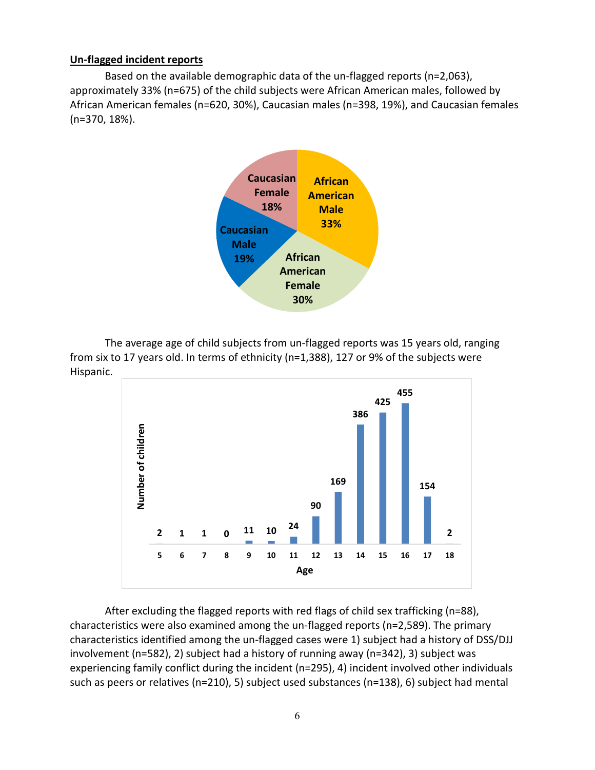**Un-flagged incident reports**

Based on the available demographic data of the un-flagged reports (n=2,063), approximately 33% (n=675) of the child subjects were African American males, followed by African American females (n=620, 30%), Caucasian males (n=398, 19%), and Caucasian females (n=370, 18%).

The average age of child subjects from un-flagged reports was 15 years old, ranging from six to 17 years old. In terms of ethnicity (n=1,388), 127 or 9% of the subjects were Hispanic.

After excluding the flagged reports with red flags of child sex trafficking (n=88), characteristics were also examined among the un-flagged reports (n=2,589). The primary characteristics identified among the un-flagged cases were 1) subject had a history of DSS/DJJ involvement (n=582), 2) subject had a history of running away (n=342), 3) subject was experiencing family conflict during the incident (n=295), 4) incident involved other individuals such as peers or relatives (n=210), 5) subject used substances (n=138), 6) subject had mental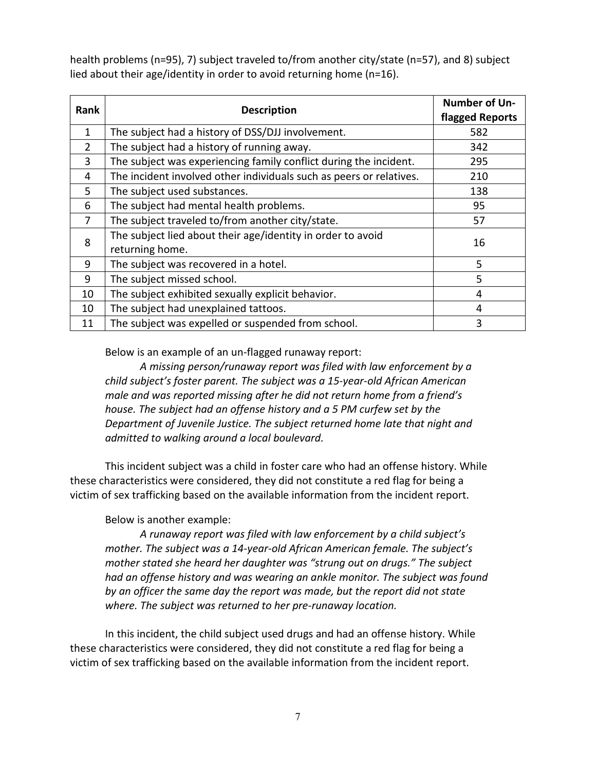health problems (n=95), 7) subject traveled to/from another city/state (n=57), and 8) subject lied about their age/identity in order to avoid returning home (n=16).

| Rank | Description | Number of Un-flagged Reports |
|---|---|---|
| 1 | The subject had a history of DSS/DJJ involvement. | 582 |
| 2 | The subject had a history of running away. | 342 |
| 3 | The subject was experiencing family conflict during the incident. | 295 |
| 4 | The incident involved other individuals such as peers or relatives. | 210 |
| 5 | The subject used substances. | 138 |
| 6 | The subject had mental health problems. | 95 |
| 7 | The subject traveled to/from another city/state. | 57 |
| 8 | The subject lied about their age/identity in order to avoid returning home. | 16 |
| 9 | The subject was recovered in a hotel. | 5 |
| 9 | The subject missed school. | 5 |
| 10 | The subject exhibited sexually explicit behavior. | 4 |
| 10 | The subject had unexplained tattoos. | 4 |
| 11 | The subject was expelled or suspended from school. | 3 |

Below is an example of an un-flagged runaway report:

*A missing person/runaway report was filed with law enforcement by a child subject's foster parent. The subject was a 15-year-old African American male and was reported missing after he did not return home from a friend's house. The subject had an offense history and a 5 PM curfew set by the Department of Juvenile Justice. The subject returned home late that night and admitted to walking around a local boulevard.*

This incident subject was a child in foster care who had an offense history. While these characteristics were considered, they did not constitute a red flag for being a victim of sex trafficking based on the available information from the incident report.

Below is another example:

*A runaway report was filed with law enforcement by a child subject's mother. The subject was a 14-year-old African American female. The subject's mother stated she heard her daughter was "strung out on drugs." The subject had an offense history and was wearing an ankle monitor. The subject was found by an officer the same day the report was made, but the report did not state where. The subject was returned to her pre-runaway location.*

In this incident, the child subject used drugs and had an offense history. While these characteristics were considered, they did not constitute a red flag for being a victim of sex trafficking based on the available information from the incident report.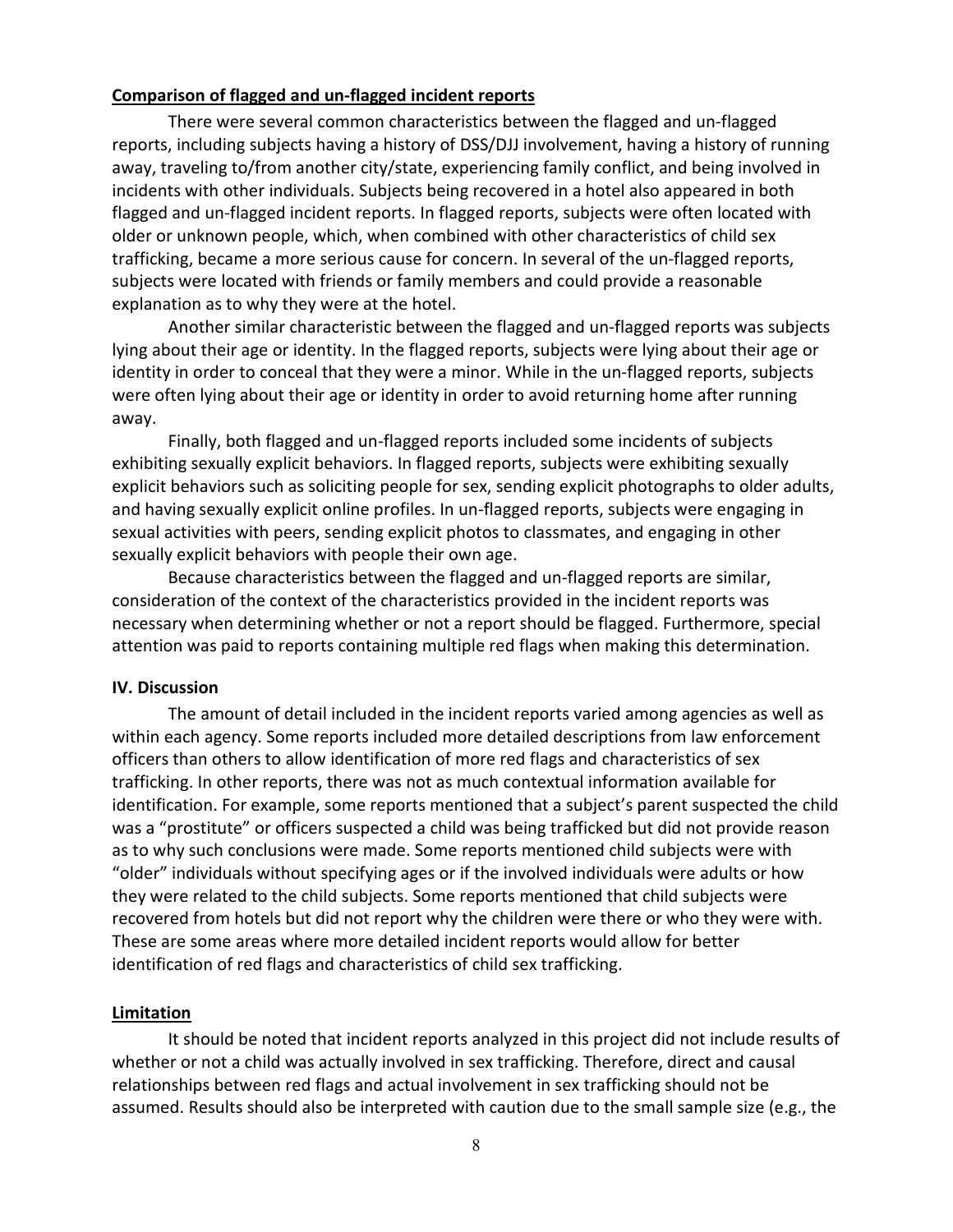**Comparison of flagged and un-flagged incident reports**

There were several common characteristics between the flagged and un-flagged reports, including subjects having a history of DSS/DJJ involvement, having a history of running away, traveling to/from another city/state, experiencing family conflict, and being involved in incidents with other individuals. Subjects being recovered in a hotel also appeared in both flagged and un-flagged incident reports. In flagged reports, subjects were often located with older or unknown people, which, when combined with other characteristics of child sex trafficking, became a more serious cause for concern. In several of the un-flagged reports, subjects were located with friends or family members and could provide a reasonable explanation as to why they were at the hotel.

Another similar characteristic between the flagged and un-flagged reports was subjects lying about their age or identity. In the flagged reports, subjects were lying about their age or identity in order to conceal that they were a minor. While in the un-flagged reports, subjects were often lying about their age or identity in order to avoid returning home after running away.

Finally, both flagged and un-flagged reports included some incidents of subjects exhibiting sexually explicit behaviors. In flagged reports, subjects were exhibiting sexually explicit behaviors such as soliciting people for sex, sending explicit photographs to older adults, and having sexually explicit online profiles. In un-flagged reports, subjects were engaging in sexual activities with peers, sending explicit photos to classmates, and engaging in other sexually explicit behaviors with people their own age.

Because characteristics between the flagged and un-flagged reports are similar, consideration of the context of the characteristics provided in the incident reports was necessary when determining whether or not a report should be flagged. Furthermore, special attention was paid to reports containing multiple red flags when making this determination.

## IV. Discussion

The amount of detail included in the incident reports varied among agencies as well as within each agency. Some reports included more detailed descriptions from law enforcement officers than others to allow identification of more red flags and characteristics of sex trafficking. In other reports, there was not as much contextual information available for identification. For example, some reports mentioned that a subject's parent suspected the child was a "prostitute" or officers suspected a child was being trafficked but did not provide reason as to why such conclusions were made. Some reports mentioned child subjects were with "older" individuals without specifying ages or if the involved individuals were adults or how they were related to the child subjects. Some reports mentioned that child subjects were recovered from hotels but did not report why the children were there or who they were with. These are some areas where more detailed incident reports would allow for better identification of red flags and characteristics of child sex trafficking.

**Limitation**

It should be noted that incident reports analyzed in this project did not include results of whether or not a child was actually involved in sex trafficking. Therefore, direct and causal relationships between red flags and actual involvement in sex trafficking should not be assumed. Results should also be interpreted with caution due to the small sample size (e.g., the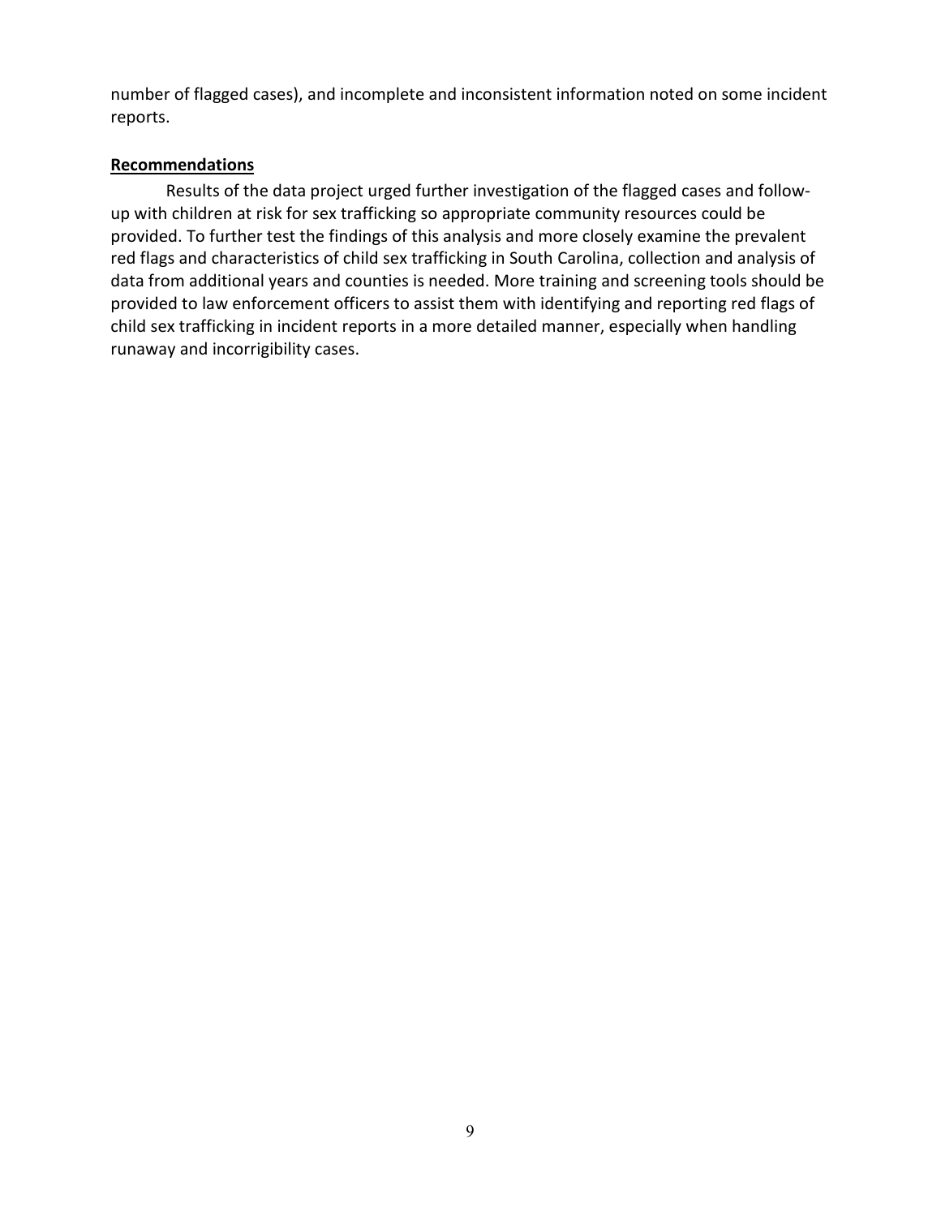number of flagged cases), and incomplete and inconsistent information noted on some incident reports.

**Recommendations**

Results of the data project urged further investigation of the flagged cases and follow-up with children at risk for sex trafficking so appropriate community resources could be provided. To further test the findings of this analysis and more closely examine the prevalent red flags and characteristics of child sex trafficking in South Carolina, collection and analysis of data from additional years and counties is needed. More training and screening tools should be provided to law enforcement officers to assist them with identifying and reporting red flags of child sex trafficking in incident reports in a more detailed manner, especially when handling runaway and incorrigibility cases.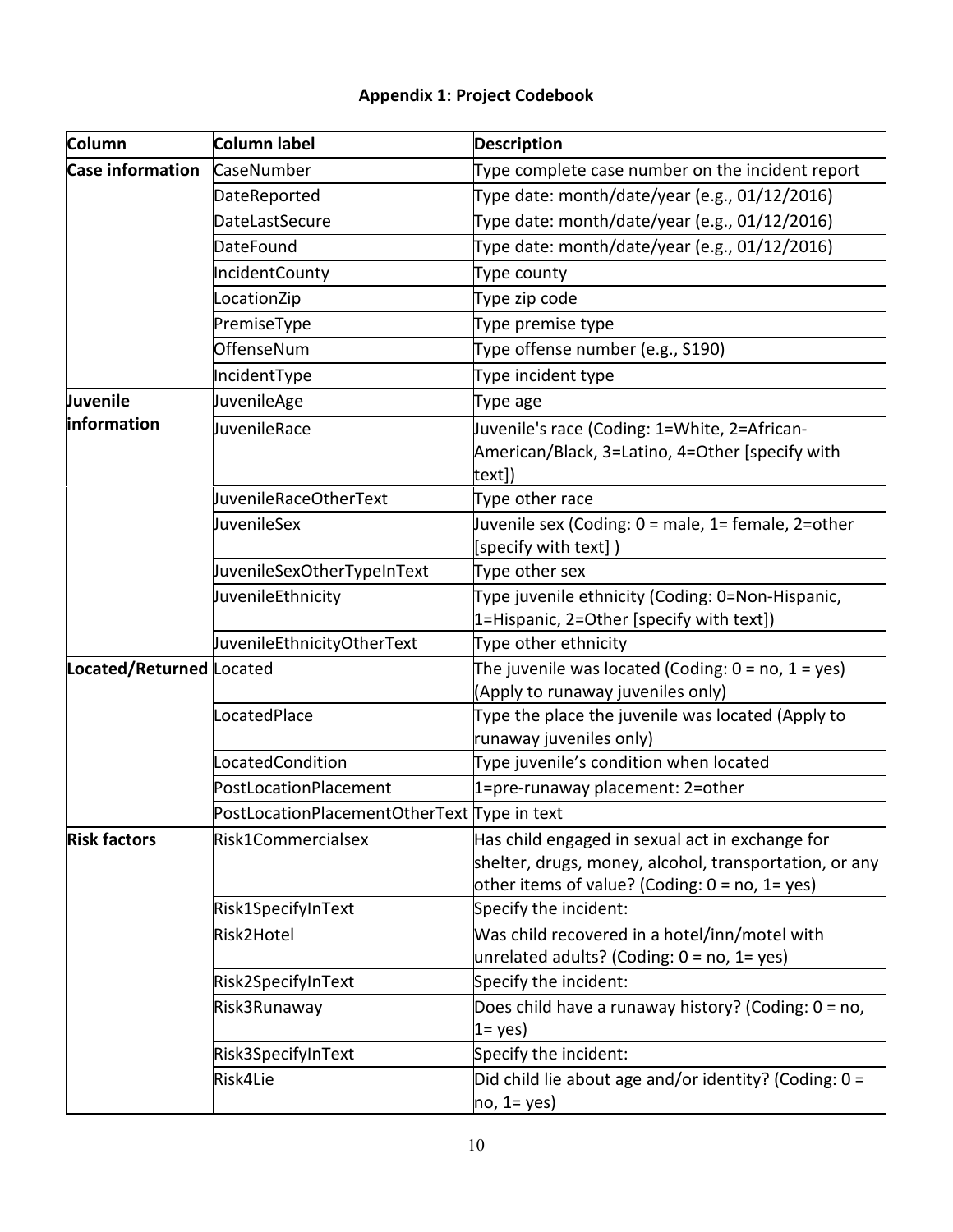# Appendix 1: Project Codebook

| Column | Column label | Description |
|---|---|---|
| **Case information** | CaseNumber | Type complete case number on the incident report |
| | DateReported | Type date: month/date/year (e.g., 01/12/2016) |
| | DateLastSecure | Type date: month/date/year (e.g., 01/12/2016) |
| | DateFound | Type date: month/date/year (e.g., 01/12/2016) |
| | IncidentCounty | Type county |
| | LocationZip | Type zip code |
| | PremiseType | Type premise type |
| | OffenseNum | Type offense number (e.g., S190) |
| | IncidentType | Type incident type |
| **Juvenile information** | JuvenileAge | Type age |
| | JuvenileRace | Juvenile's race (Coding: 1=White, 2=African-American/Black, 3=Latino, 4=Other [specify with text]) |
| | JuvenileRaceOtherText | Type other race |
| | JuvenileSex | Juvenile sex (Coding: 0 = male, 1= female, 2=other [specify with text] ) |
| | JuvenileSexOtherTypeInText | Type other sex |
| | JuvenileEthnicity | Type juvenile ethnicity (Coding: 0=Non-Hispanic, 1=Hispanic, 2=Other [specify with text]) |
| | JuvenileEthnicityOtherText | Type other ethnicity |
| **Located/Returned** | Located | The juvenile was located (Coding: 0 = no, 1 = yes) (Apply to runaway juveniles only) |
| | LocatedPlace | Type the place the juvenile was located (Apply to runaway juveniles only) |
| | LocatedCondition | Type juvenile's condition when located |
| | PostLocationPlacement | 1=pre-runaway placement: 2=other |
| | PostLocationPlacementOtherText | Type in text |
| **Risk factors** | Risk1Commercialsex | Has child engaged in sexual act in exchange for shelter, drugs, money, alcohol, transportation, or any other items of value? (Coding: 0 = no, 1= yes) |
| | Risk1SpecifyInText | Specify the incident: |
| | Risk2Hotel | Was child recovered in a hotel/inn/motel with unrelated adults? (Coding: 0 = no, 1= yes) |
| | Risk2SpecifyInText | Specify the incident: |
| | Risk3Runaway | Does child have a runaway history? (Coding: 0 = no, 1= yes) |
| | Risk3SpecifyInText | Specify the incident: |
| | Risk4Lie | Did child lie about age and/or identity? (Coding: 0 = no, 1= yes) |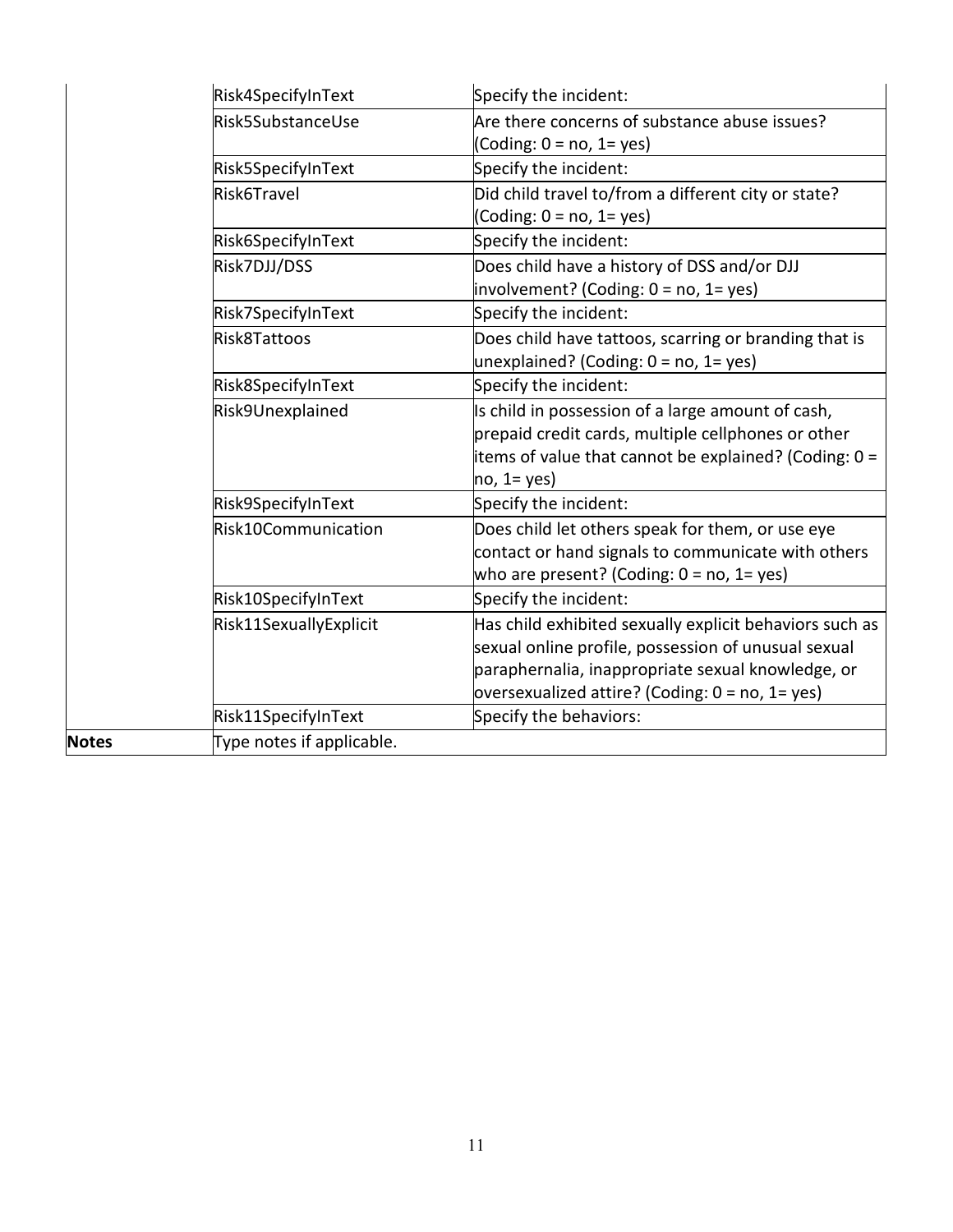| | | |
|---|---|---|
| | Risk4SpecifyInText | Specify the incident: |
| | Risk5SubstanceUse | Are there concerns of substance abuse issues? (Coding: 0 = no, 1= yes) |
| | Risk5SpecifyInText | Specify the incident: |
| | Risk6Travel | Did child travel to/from a different city or state? (Coding: 0 = no, 1= yes) |
| | Risk6SpecifyInText | Specify the incident: |
| | Risk7DJJ/DSS | Does child have a history of DSS and/or DJJ involvement? (Coding: 0 = no, 1= yes) |
| | Risk7SpecifyInText | Specify the incident: |
| | Risk8Tattoos | Does child have tattoos, scarring or branding that is unexplained? (Coding: 0 = no, 1= yes) |
| | Risk8SpecifyInText | Specify the incident: |
| | Risk9Unexplained | Is child in possession of a large amount of cash, prepaid credit cards, multiple cellphones or other items of value that cannot be explained? (Coding: 0 = no, 1= yes) |
| | Risk9SpecifyInText | Specify the incident: |
| | Risk10Communication | Does child let others speak for them, or use eye contact or hand signals to communicate with others who are present? (Coding: 0 = no, 1= yes) |
| | Risk10SpecifyInText | Specify the incident: |
| | Risk11SexuallyExplicit | Has child exhibited sexually explicit behaviors such as sexual online profile, possession of unusual sexual paraphernalia, inappropriate sexual knowledge, or oversexualized attire? (Coding: 0 = no, 1= yes) |
| | Risk11SpecifyInText | Specify the behaviors: |
| **Notes** | Type notes if applicable. | |